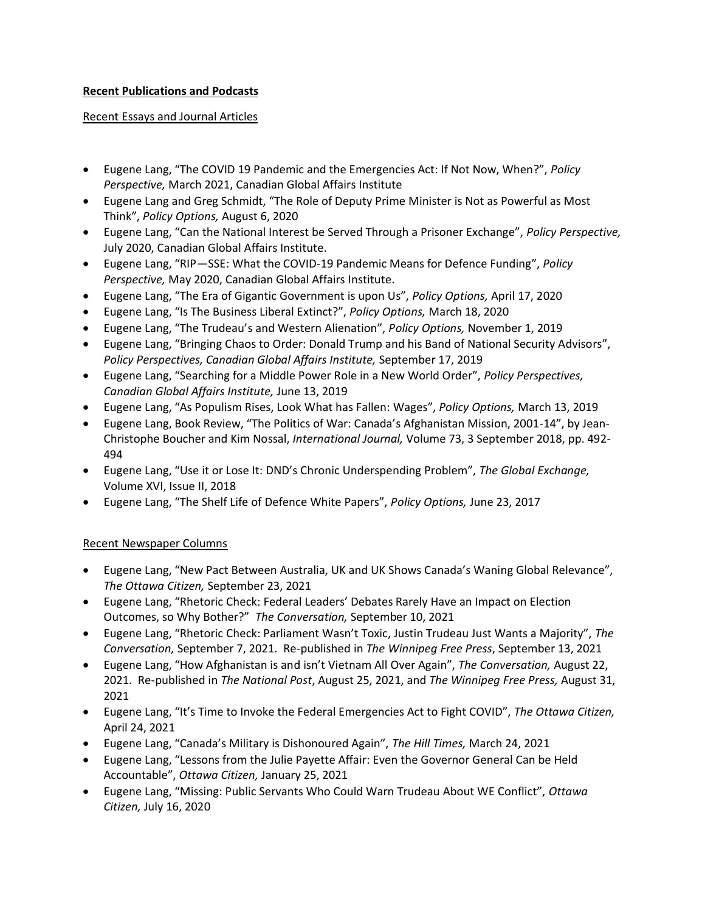**Recent Publications and Podcasts**

Recent Essays and Journal Articles

- Eugene Lang, “The COVID 19 Pandemic and the Emergencies Act: If Not Now, When?”, *Policy Perspective,* March 2021, Canadian Global Affairs Institute
- Eugene Lang and Greg Schmidt, “The Role of Deputy Prime Minister is Not as Powerful as Most Think”, *Policy Options,* August 6, 2020
- Eugene Lang, “Can the National Interest be Served Through a Prisoner Exchange”, *Policy Perspective,* July 2020, Canadian Global Affairs Institute.
- Eugene Lang, “RIP—SSE: What the COVID-19 Pandemic Means for Defence Funding”, *Policy Perspective,* May 2020, Canadian Global Affairs Institute.
- Eugene Lang, “The Era of Gigantic Government is upon Us”, *Policy Options,* April 17, 2020
- Eugene Lang, “Is The Business Liberal Extinct?”, *Policy Options,* March 18, 2020
- Eugene Lang, “The Trudeau’s and Western Alienation”, *Policy Options,* November 1, 2019
- Eugene Lang, “Bringing Chaos to Order: Donald Trump and his Band of National Security Advisors”, *Policy Perspectives, Canadian Global Affairs Institute,* September 17, 2019
- Eugene Lang, “Searching for a Middle Power Role in a New World Order”, *Policy Perspectives, Canadian Global Affairs Institute,* June 13, 2019
- Eugene Lang, “As Populism Rises, Look What has Fallen: Wages”, *Policy Options,* March 13, 2019
- Eugene Lang, Book Review, “The Politics of War: Canada’s Afghanistan Mission, 2001-14”, by Jean-Christophe Boucher and Kim Nossal, *International Journal,* Volume 73, 3 September 2018, pp. 492-494
- Eugene Lang, “Use it or Lose It: DND’s Chronic Underspending Problem”, *The Global Exchange,* Volume XVI, Issue II, 2018
- Eugene Lang, “The Shelf Life of Defence White Papers”, *Policy Options,* June 23, 2017

Recent Newspaper Columns

- Eugene Lang, “New Pact Between Australia, UK and UK Shows Canada’s Waning Global Relevance”, *The Ottawa Citizen,* September 23, 2021
- Eugene Lang, “Rhetoric Check: Federal Leaders’ Debates Rarely Have an Impact on Election Outcomes, so Why Bother?” *The Conversation,* September 10, 2021
- Eugene Lang, “Rhetoric Check: Parliament Wasn’t Toxic, Justin Trudeau Just Wants a Majority”, *The Conversation,* September 7, 2021. Re-published in *The Winnipeg Free Press*, September 13, 2021
- Eugene Lang, “How Afghanistan is and isn’t Vietnam All Over Again”, *The Conversation,* August 22, 2021. Re-published in *The National Post*, August 25, 2021, and *The Winnipeg Free Press,* August 31, 2021
- Eugene Lang, “It’s Time to Invoke the Federal Emergencies Act to Fight COVID”, *The Ottawa Citizen,* April 24, 2021
- Eugene Lang, “Canada’s Military is Dishonoured Again”, *The Hill Times,* March 24, 2021
- Eugene Lang, “Lessons from the Julie Payette Affair: Even the Governor General Can be Held Accountable”, *Ottawa Citizen,* January 25, 2021
- Eugene Lang, “Missing: Public Servants Who Could Warn Trudeau About WE Conflict”, *Ottawa Citizen,* July 16, 2020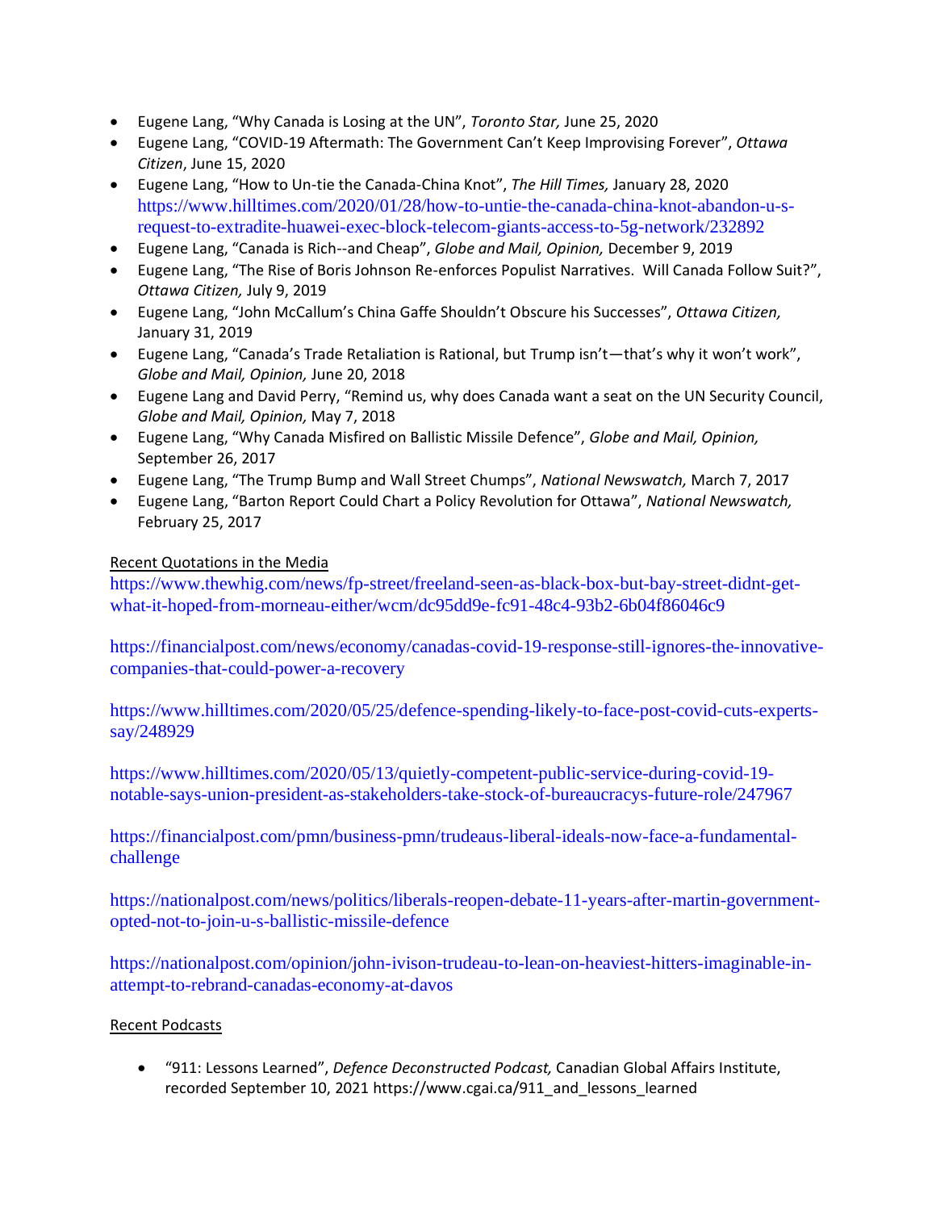- Eugene Lang, "Why Canada is Losing at the UN", *Toronto Star,* June 25, 2020
- Eugene Lang, "COVID-19 Aftermath: The Government Can't Keep Improvising Forever", *Ottawa Citizen*, June 15, 2020
- Eugene Lang, "How to Un-tie the Canada-China Knot", *The Hill Times,* January 28, 2020 https://www.hilltimes.com/2020/01/28/how-to-untie-the-canada-china-knot-abandon-u-s-request-to-extradite-huawei-exec-block-telecom-giants-access-to-5g-network/232892
- Eugene Lang, "Canada is Rich--and Cheap", *Globe and Mail, Opinion,* December 9, 2019
- Eugene Lang, "The Rise of Boris Johnson Re-enforces Populist Narratives.  Will Canada Follow Suit?", *Ottawa Citizen,* July 9, 2019
- Eugene Lang, "John McCallum's China Gaffe Shouldn't Obscure his Successes", *Ottawa Citizen,* January 31, 2019
- Eugene Lang, "Canada's Trade Retaliation is Rational, but Trump isn't—that's why it won't work", *Globe and Mail, Opinion,* June 20, 2018
- Eugene Lang and David Perry, "Remind us, why does Canada want a seat on the UN Security Council, *Globe and Mail, Opinion,* May 7, 2018
- Eugene Lang, "Why Canada Misfired on Ballistic Missile Defence", *Globe and Mail, Opinion,* September 26, 2017
- Eugene Lang, "The Trump Bump and Wall Street Chumps", *National Newswatch,* March 7, 2017
- Eugene Lang, "Barton Report Could Chart a Policy Revolution for Ottawa", *National Newswatch,* February 25, 2017

Recent Quotations in the Media

https://www.thewhig.com/news/fp-street/freeland-seen-as-black-box-but-bay-street-didnt-get-what-it-hoped-from-morneau-either/wcm/dc95dd9e-fc91-48c4-93b2-6b04f86046c9

https://financialpost.com/news/economy/canadas-covid-19-response-still-ignores-the-innovative-companies-that-could-power-a-recovery

https://www.hilltimes.com/2020/05/25/defence-spending-likely-to-face-post-covid-cuts-experts-say/248929

https://www.hilltimes.com/2020/05/13/quietly-competent-public-service-during-covid-19-notable-says-union-president-as-stakeholders-take-stock-of-bureaucracys-future-role/247967

https://financialpost.com/pmn/business-pmn/trudeaus-liberal-ideals-now-face-a-fundamental-challenge

https://nationalpost.com/news/politics/liberals-reopen-debate-11-years-after-martin-government-opted-not-to-join-u-s-ballistic-missile-defence

https://nationalpost.com/opinion/john-ivison-trudeau-to-lean-on-heaviest-hitters-imaginable-in-attempt-to-rebrand-canadas-economy-at-davos

Recent Podcasts

- "911: Lessons Learned", *Defence Deconstructed Podcast,* Canadian Global Affairs Institute, recorded September 10, 2021 https://www.cgai.ca/911_and_lessons_learned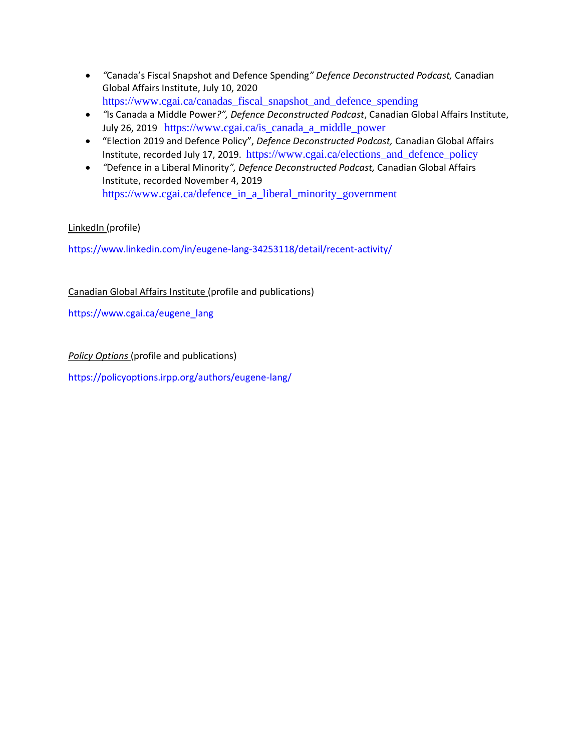- *"*Canada's Fiscal Snapshot and Defence Spending*" Defence Deconstructed Podcast,* Canadian Global Affairs Institute, July 10, 2020 https://www.cgai.ca/canadas_fiscal_snapshot_and_defence_spending
- *"*Is Canada a Middle Power*?", Defence Deconstructed Podcast*, Canadian Global Affairs Institute, July 26, 2019 https://www.cgai.ca/is_canada_a_middle_power
- "Election 2019 and Defence Policy", *Defence Deconstructed Podcast,* Canadian Global Affairs Institute, recorded July 17, 2019. https://www.cgai.ca/elections_and_defence_policy
- *"*Defence in a Liberal Minority*", Defence Deconstructed Podcast,* Canadian Global Affairs Institute, recorded November 4, 2019 https://www.cgai.ca/defence_in_a_liberal_minority_government

LinkedIn (profile)

https://www.linkedin.com/in/eugene-lang-34253118/detail/recent-activity/

Canadian Global Affairs Institute (profile and publications)

https://www.cgai.ca/eugene_lang

*Policy Options* (profile and publications)

https://policyoptions.irpp.org/authors/eugene-lang/